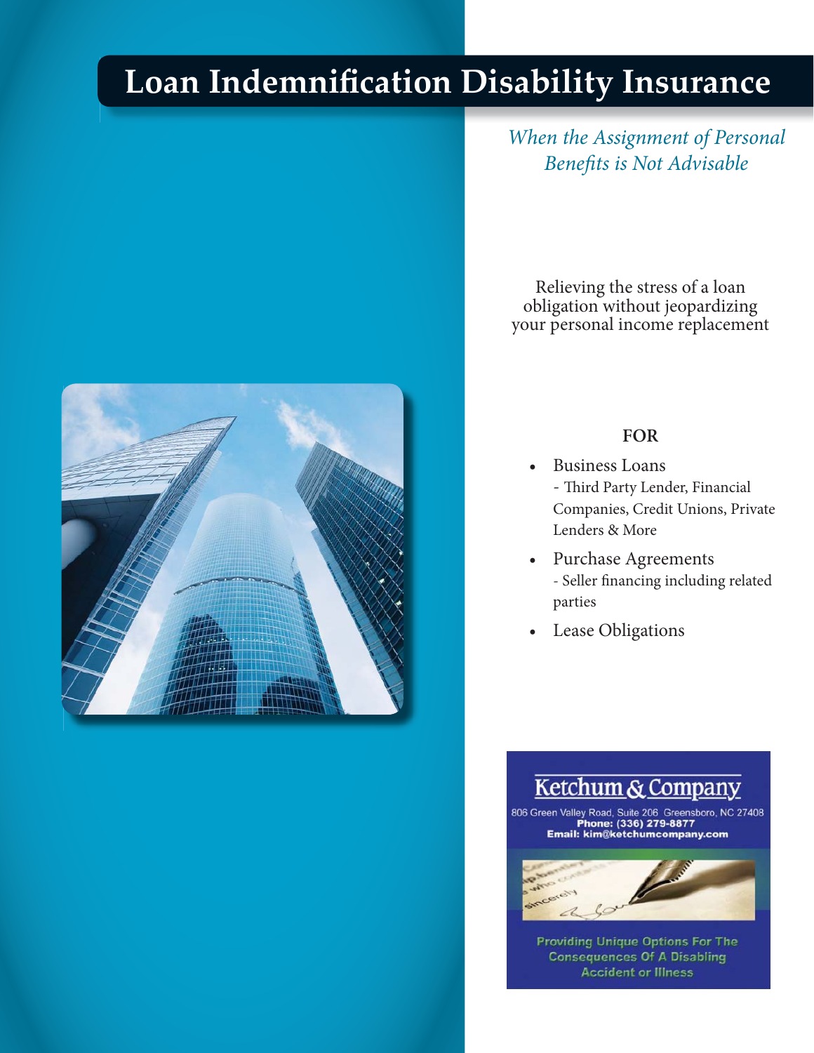# Loan Indemnification Disability Insurance

*When the Assignment of Personal Benefits is Not Advisable*

Relieving the stress of a loan obligation without jeopardizing your personal income replacement

**FOR**

- Business Loans
  - Third Party Lender, Financial Companies, Credit Unions, Private Lenders & More
- Purchase Agreements
  - Seller financing including related parties
- Lease Obligations

**Ketchum & Company**

806 Green Valley Road, Suite 206 Greensboro, NC 27408
**Phone: (336) 279-8877**
**Email: kim@ketchumcompany.com**

Providing Unique Options For The Consequences Of A Disabling Accident or Illness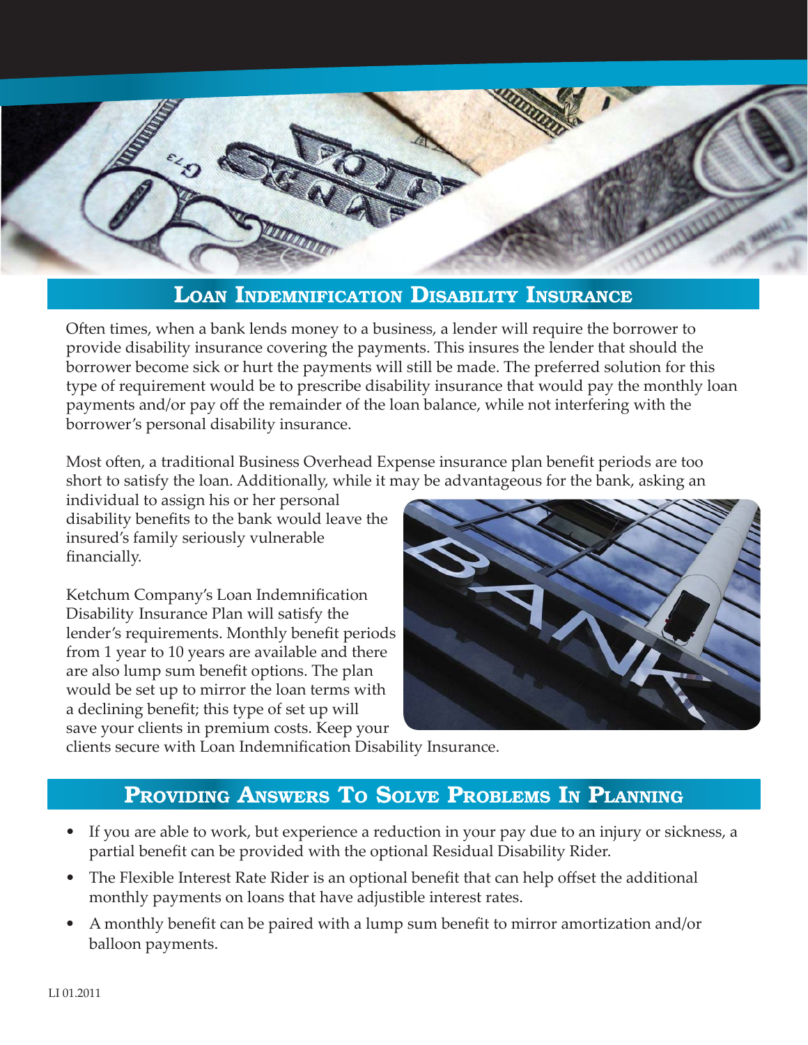## Loan Indemnification Disability Insurance

Often times, when a bank lends money to a business, a lender will require the borrower to provide disability insurance covering the payments. This insures the lender that should the borrower become sick or hurt the payments will still be made. The preferred solution for this type of requirement would be to prescribe disability insurance that would pay the monthly loan payments and/or pay off the remainder of the loan balance, while not interfering with the borrower's personal disability insurance.

Most often, a traditional Business Overhead Expense insurance plan benefit periods are too short to satisfy the loan. Additionally, while it may be advantageous for the bank, asking an individual to assign his or her personal disability benefits to the bank would leave the insured's family seriously vulnerable financially.

Ketchum Company's Loan Indemnification Disability Insurance Plan will satisfy the lender's requirements. Monthly benefit periods from 1 year to 10 years are available and there are also lump sum benefit options. The plan would be set up to mirror the loan terms with a declining benefit; this type of set up will save your clients in premium costs. Keep your clients secure with Loan Indemnification Disability Insurance.

## Providing Answers To Solve Problems In Planning

- If you are able to work, but experience a reduction in your pay due to an injury or sickness, a partial benefit can be provided with the optional Residual Disability Rider.
- The Flexible Interest Rate Rider is an optional benefit that can help offset the additional monthly payments on loans that have adjustible interest rates.
- A monthly benefit can be paired with a lump sum benefit to mirror amortization and/or balloon payments.

LI 01.2011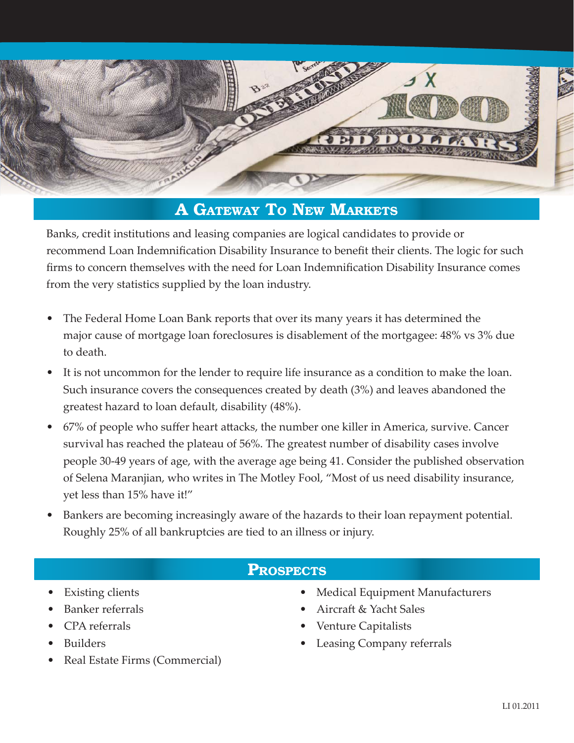## A Gateway To New Markets

Banks, credit institutions and leasing companies are logical candidates to provide or recommend Loan Indemnification Disability Insurance to benefit their clients. The logic for such firms to concern themselves with the need for Loan Indemnification Disability Insurance comes from the very statistics supplied by the loan industry.

- The Federal Home Loan Bank reports that over its many years it has determined the major cause of mortgage loan foreclosures is disablement of the mortgagee: 48% vs 3% due to death.
- It is not uncommon for the lender to require life insurance as a condition to make the loan. Such insurance covers the consequences created by death (3%) and leaves abandoned the greatest hazard to loan default, disability (48%).
- 67% of people who suffer heart attacks, the number one killer in America, survive. Cancer survival has reached the plateau of 56%. The greatest number of disability cases involve people 30-49 years of age, with the average age being 41. Consider the published observation of Selena Maranjian, who writes in The Motley Fool, "Most of us need disability insurance, yet less than 15% have it!"
- Bankers are becoming increasingly aware of the hazards to their loan repayment potential. Roughly 25% of all bankruptcies are tied to an illness or injury.

## Prospects

- Existing clients
- Banker referrals
- CPA referrals
- Builders
- Real Estate Firms (Commercial)
- Medical Equipment Manufacturers
- Aircraft & Yacht Sales
- Venture Capitalists
- Leasing Company referrals

LI 01.2011